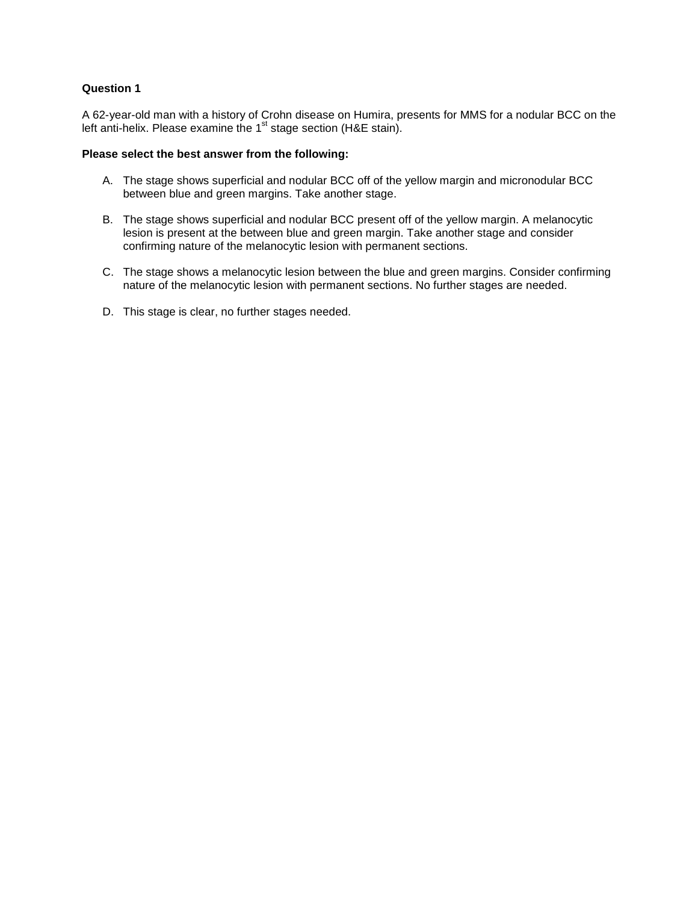**Question 1**

A 62-year-old man with a history of Crohn disease on Humira, presents for MMS for a nodular BCC on the left anti-helix. Please examine the 1st stage section (H&E stain).

**Please select the best answer from the following:**

A. The stage shows superficial and nodular BCC off of the yellow margin and micronodular BCC between blue and green margins. Take another stage.

B. The stage shows superficial and nodular BCC present off of the yellow margin. A melanocytic lesion is present at the between blue and green margin. Take another stage and consider confirming nature of the melanocytic lesion with permanent sections.

C. The stage shows a melanocytic lesion between the blue and green margins. Consider confirming nature of the melanocytic lesion with permanent sections. No further stages are needed.

D. This stage is clear, no further stages needed.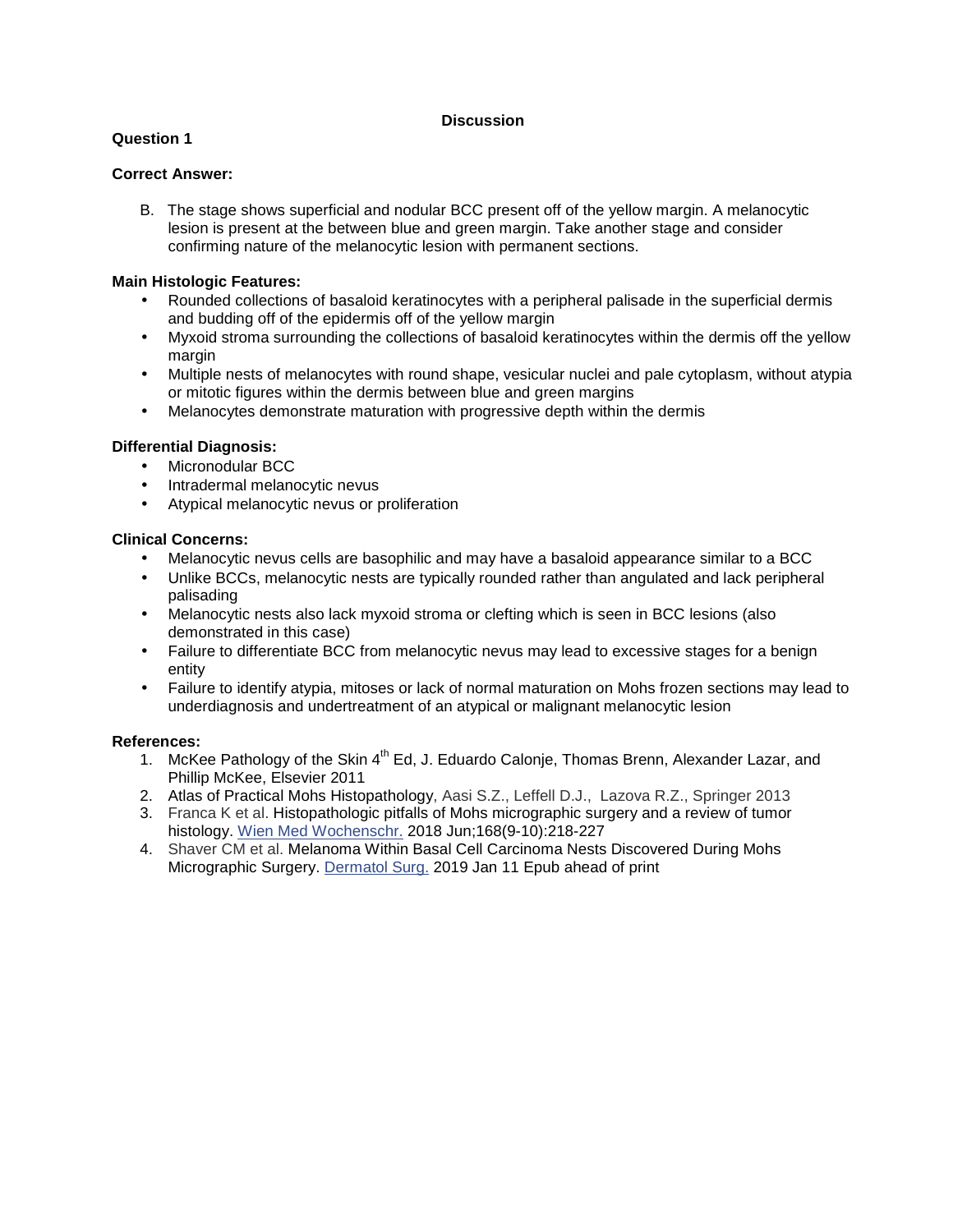## Discussion

### Question 1

**Correct Answer:**

B. The stage shows superficial and nodular BCC present off of the yellow margin. A melanocytic lesion is present at the between blue and green margin. Take another stage and consider confirming nature of the melanocytic lesion with permanent sections.

**Main Histologic Features:**

- Rounded collections of basaloid keratinocytes with a peripheral palisade in the superficial dermis and budding off of the epidermis off of the yellow margin
- Myxoid stroma surrounding the collections of basaloid keratinocytes within the dermis off the yellow margin
- Multiple nests of melanocytes with round shape, vesicular nuclei and pale cytoplasm, without atypia or mitotic figures within the dermis between blue and green margins
- Melanocytes demonstrate maturation with progressive depth within the dermis

**Differential Diagnosis:**

- Micronodular BCC
- Intradermal melanocytic nevus
- Atypical melanocytic nevus or proliferation

**Clinical Concerns:**

- Melanocytic nevus cells are basophilic and may have a basaloid appearance similar to a BCC
- Unlike BCCs, melanocytic nests are typically rounded rather than angulated and lack peripheral palisading
- Melanocytic nests also lack myxoid stroma or clefting which is seen in BCC lesions (also demonstrated in this case)
- Failure to differentiate BCC from melanocytic nevus may lead to excessive stages for a benign entity
- Failure to identify atypia, mitoses or lack of normal maturation on Mohs frozen sections may lead to underdiagnosis and undertreatment of an atypical or malignant melanocytic lesion

**References:**

1. McKee Pathology of the Skin 4th Ed, J. Eduardo Calonje, Thomas Brenn, Alexander Lazar, and Phillip McKee, Elsevier 2011
2. Atlas of Practical Mohs Histopathology, Aasi S.Z., Leffell D.J., Lazova R.Z., Springer 2013
3. Franca K et al. Histopathologic pitfalls of Mohs micrographic surgery and a review of tumor histology. Wien Med Wochenschr. 2018 Jun;168(9-10):218-227
4. Shaver CM et al. Melanoma Within Basal Cell Carcinoma Nests Discovered During Mohs Micrographic Surgery. Dermatol Surg. 2019 Jan 11 Epub ahead of print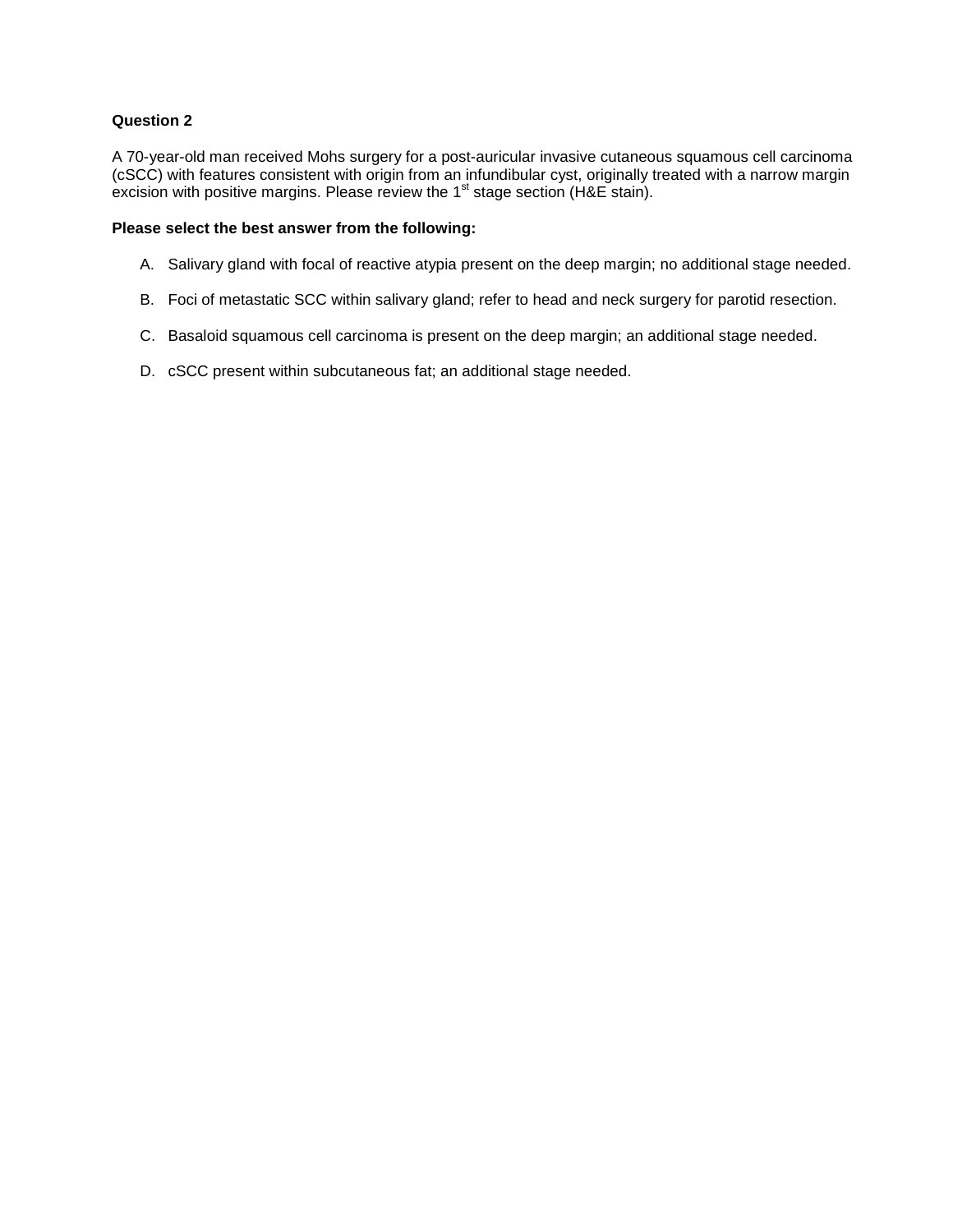**Question 2**

A 70-year-old man received Mohs surgery for a post-auricular invasive cutaneous squamous cell carcinoma (cSCC) with features consistent with origin from an infundibular cyst, originally treated with a narrow margin excision with positive margins. Please review the 1st stage section (H&E stain).

**Please select the best answer from the following:**

A. Salivary gland with focal of reactive atypia present on the deep margin; no additional stage needed.

B. Foci of metastatic SCC within salivary gland; refer to head and neck surgery for parotid resection.

C. Basaloid squamous cell carcinoma is present on the deep margin; an additional stage needed.

D. cSCC present within subcutaneous fat; an additional stage needed.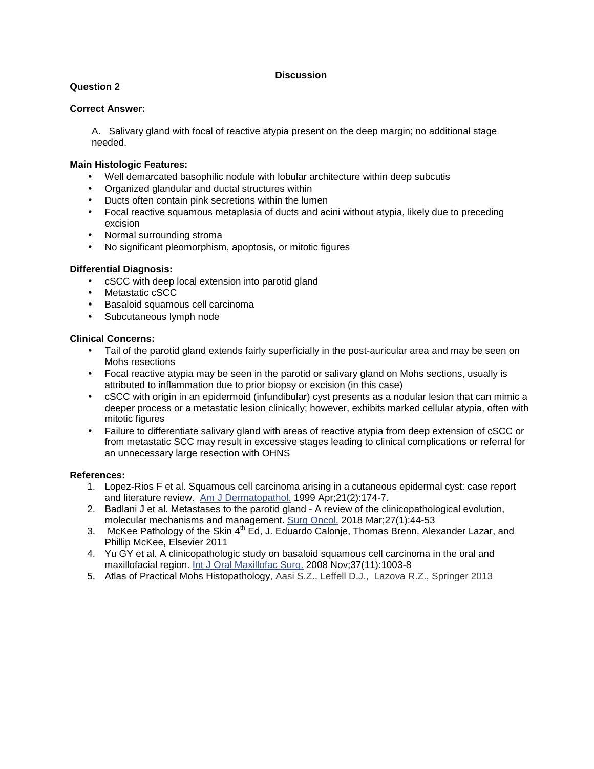## Discussion

**Question 2**

**Correct Answer:**

A. Salivary gland with focal of reactive atypia present on the deep margin; no additional stage needed.

**Main Histologic Features:**

- Well demarcated basophilic nodule with lobular architecture within deep subcutis
- Organized glandular and ductal structures within
- Ducts often contain pink secretions within the lumen
- Focal reactive squamous metaplasia of ducts and acini without atypia, likely due to preceding excision
- Normal surrounding stroma
- No significant pleomorphism, apoptosis, or mitotic figures

**Differential Diagnosis:**

- cSCC with deep local extension into parotid gland
- Metastatic cSCC
- Basaloid squamous cell carcinoma
- Subcutaneous lymph node

**Clinical Concerns:**

- Tail of the parotid gland extends fairly superficially in the post-auricular area and may be seen on Mohs resections
- Focal reactive atypia may be seen in the parotid or salivary gland on Mohs sections, usually is attributed to inflammation due to prior biopsy or excision (in this case)
- cSCC with origin in an epidermoid (infundibular) cyst presents as a nodular lesion that can mimic a deeper process or a metastatic lesion clinically; however, exhibits marked cellular atypia, often with mitotic figures
- Failure to differentiate salivary gland with areas of reactive atypia from deep extension of cSCC or from metastatic SCC may result in excessive stages leading to clinical complications or referral for an unnecessary large resection with OHNS

**References:**

1. Lopez-Rios F et al. Squamous cell carcinoma arising in a cutaneous epidermal cyst: case report and literature review. Am J Dermatopathol. 1999 Apr;21(2):174-7.
2. Badlani J et al. Metastases to the parotid gland - A review of the clinicopathological evolution, molecular mechanisms and management. Surg Oncol. 2018 Mar;27(1):44-53
3. McKee Pathology of the Skin 4th Ed, J. Eduardo Calonje, Thomas Brenn, Alexander Lazar, and Phillip McKee, Elsevier 2011
4. Yu GY et al. A clinicopathologic study on basaloid squamous cell carcinoma in the oral and maxillofacial region. Int J Oral Maxillofac Surg. 2008 Nov;37(11):1003-8
5. Atlas of Practical Mohs Histopathology, Aasi S.Z., Leffell D.J., Lazova R.Z., Springer 2013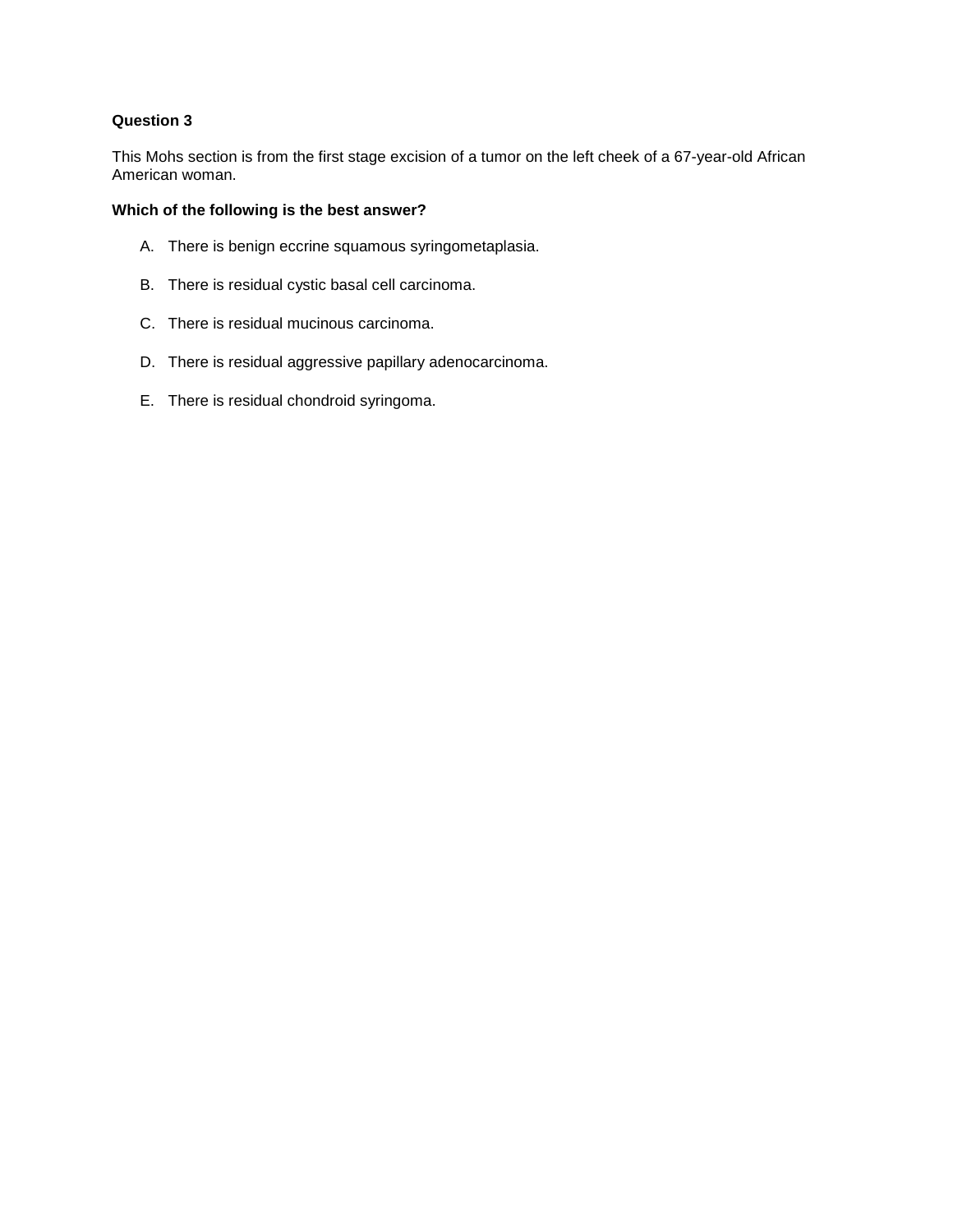**Question 3**

This Mohs section is from the first stage excision of a tumor on the left cheek of a 67-year-old African American woman.

**Which of the following is the best answer?**

A. There is benign eccrine squamous syringometaplasia.

B. There is residual cystic basal cell carcinoma.

C. There is residual mucinous carcinoma.

D. There is residual aggressive papillary adenocarcinoma.

E. There is residual chondroid syringoma.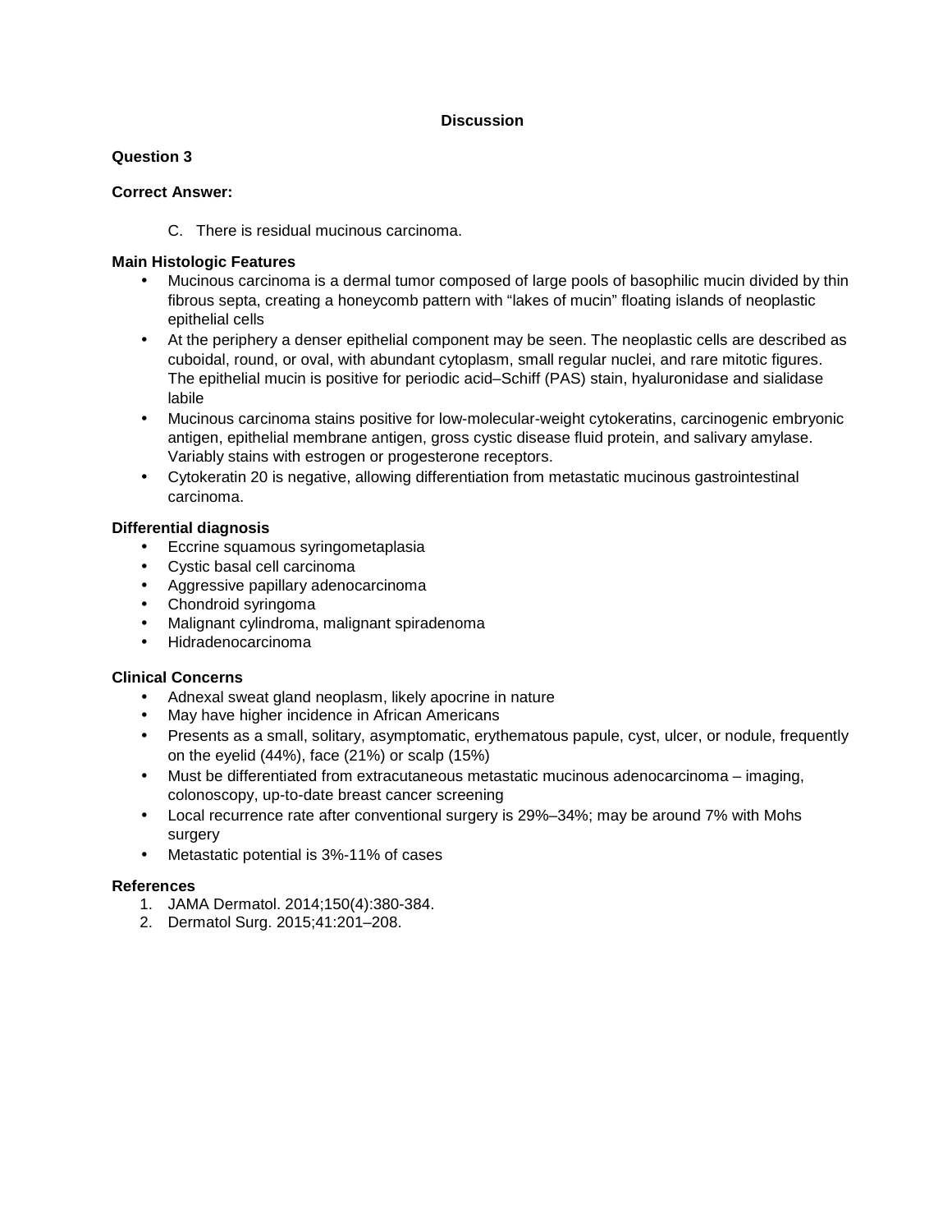## Discussion

**Question 3**

**Correct Answer:**

C. There is residual mucinous carcinoma.

**Main Histologic Features**

- Mucinous carcinoma is a dermal tumor composed of large pools of basophilic mucin divided by thin fibrous septa, creating a honeycomb pattern with “lakes of mucin” floating islands of neoplastic epithelial cells
- At the periphery a denser epithelial component may be seen. The neoplastic cells are described as cuboidal, round, or oval, with abundant cytoplasm, small regular nuclei, and rare mitotic figures. The epithelial mucin is positive for periodic acid–Schiff (PAS) stain, hyaluronidase and sialidase labile
- Mucinous carcinoma stains positive for low-molecular-weight cytokeratins, carcinogenic embryonic antigen, epithelial membrane antigen, gross cystic disease fluid protein, and salivary amylase. Variably stains with estrogen or progesterone receptors.
- Cytokeratin 20 is negative, allowing differentiation from metastatic mucinous gastrointestinal carcinoma.

**Differential diagnosis**

- Eccrine squamous syringometaplasia
- Cystic basal cell carcinoma
- Aggressive papillary adenocarcinoma
- Chondroid syringoma
- Malignant cylindroma, malignant spiradenoma
- Hidradenocarcinoma

**Clinical Concerns**

- Adnexal sweat gland neoplasm, likely apocrine in nature
- May have higher incidence in African Americans
- Presents as a small, solitary, asymptomatic, erythematous papule, cyst, ulcer, or nodule, frequently on the eyelid (44%), face (21%) or scalp (15%)
- Must be differentiated from extracutaneous metastatic mucinous adenocarcinoma – imaging, colonoscopy, up-to-date breast cancer screening
- Local recurrence rate after conventional surgery is 29%–34%; may be around 7% with Mohs surgery
- Metastatic potential is 3%-11% of cases

**References**

1. JAMA Dermatol. 2014;150(4):380-384.
2. Dermatol Surg. 2015;41:201–208.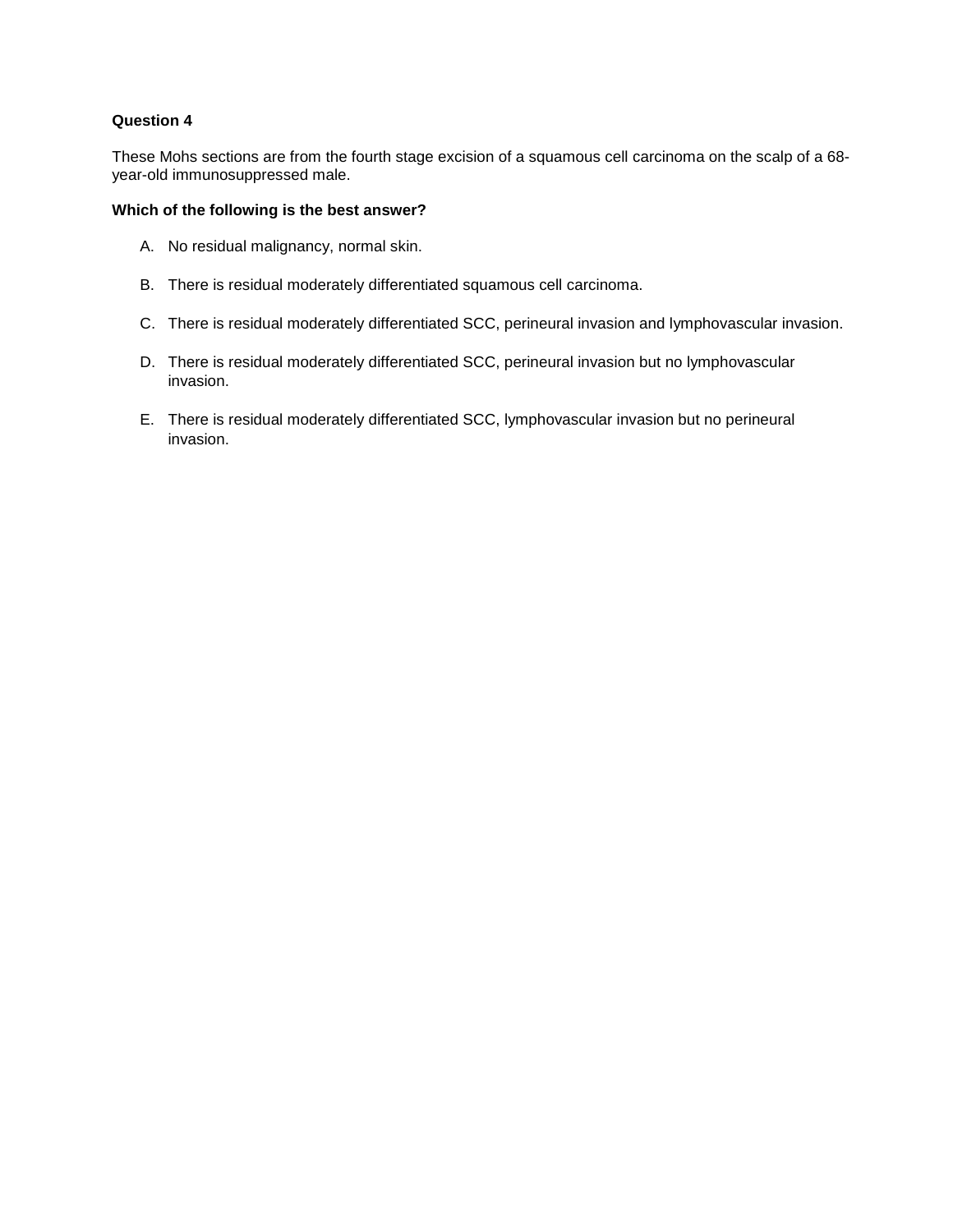**Question 4**

These Mohs sections are from the fourth stage excision of a squamous cell carcinoma on the scalp of a 68-year-old immunosuppressed male.

**Which of the following is the best answer?**

A. No residual malignancy, normal skin.

B. There is residual moderately differentiated squamous cell carcinoma.

C. There is residual moderately differentiated SCC, perineural invasion and lymphovascular invasion.

D. There is residual moderately differentiated SCC, perineural invasion but no lymphovascular invasion.

E. There is residual moderately differentiated SCC, lymphovascular invasion but no perineural invasion.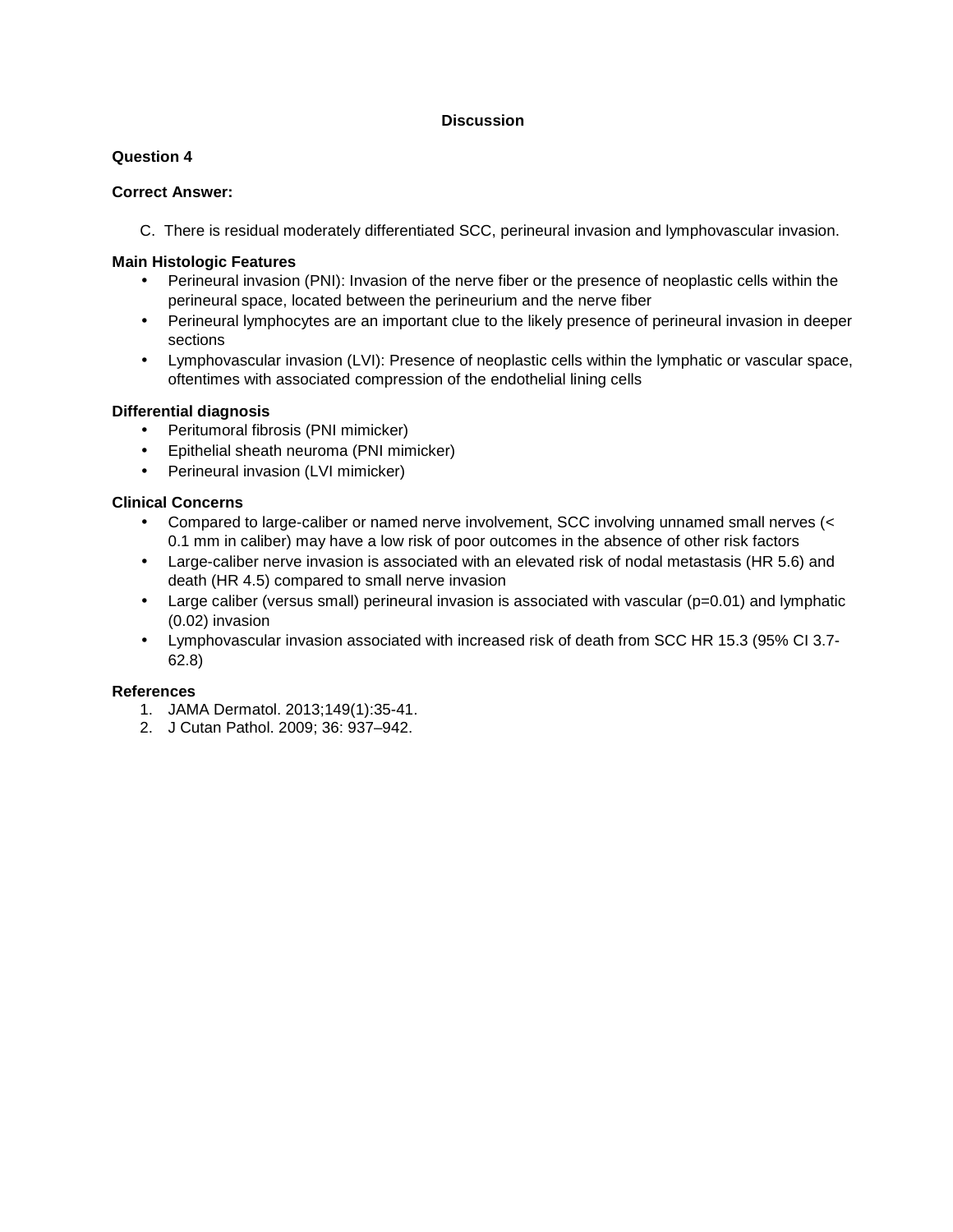## Discussion

**Question 4**

**Correct Answer:**

C. There is residual moderately differentiated SCC, perineural invasion and lymphovascular invasion.

**Main Histologic Features**

- Perineural invasion (PNI): Invasion of the nerve fiber or the presence of neoplastic cells within the perineural space, located between the perineurium and the nerve fiber
- Perineural lymphocytes are an important clue to the likely presence of perineural invasion in deeper sections
- Lymphovascular invasion (LVI): Presence of neoplastic cells within the lymphatic or vascular space, oftentimes with associated compression of the endothelial lining cells

**Differential diagnosis**

- Peritumoral fibrosis (PNI mimicker)
- Epithelial sheath neuroma (PNI mimicker)
- Perineural invasion (LVI mimicker)

**Clinical Concerns**

- Compared to large-caliber or named nerve involvement, SCC involving unnamed small nerves (< 0.1 mm in caliber) may have a low risk of poor outcomes in the absence of other risk factors
- Large-caliber nerve invasion is associated with an elevated risk of nodal metastasis (HR 5.6) and death (HR 4.5) compared to small nerve invasion
- Large caliber (versus small) perineural invasion is associated with vascular ($p=0.01$) and lymphatic (0.02) invasion
- Lymphovascular invasion associated with increased risk of death from SCC HR 15.3 (95% CI 3.7-62.8)

**References**

1. JAMA Dermatol. 2013;149(1):35-41.
2. J Cutan Pathol. 2009; 36: 937–942.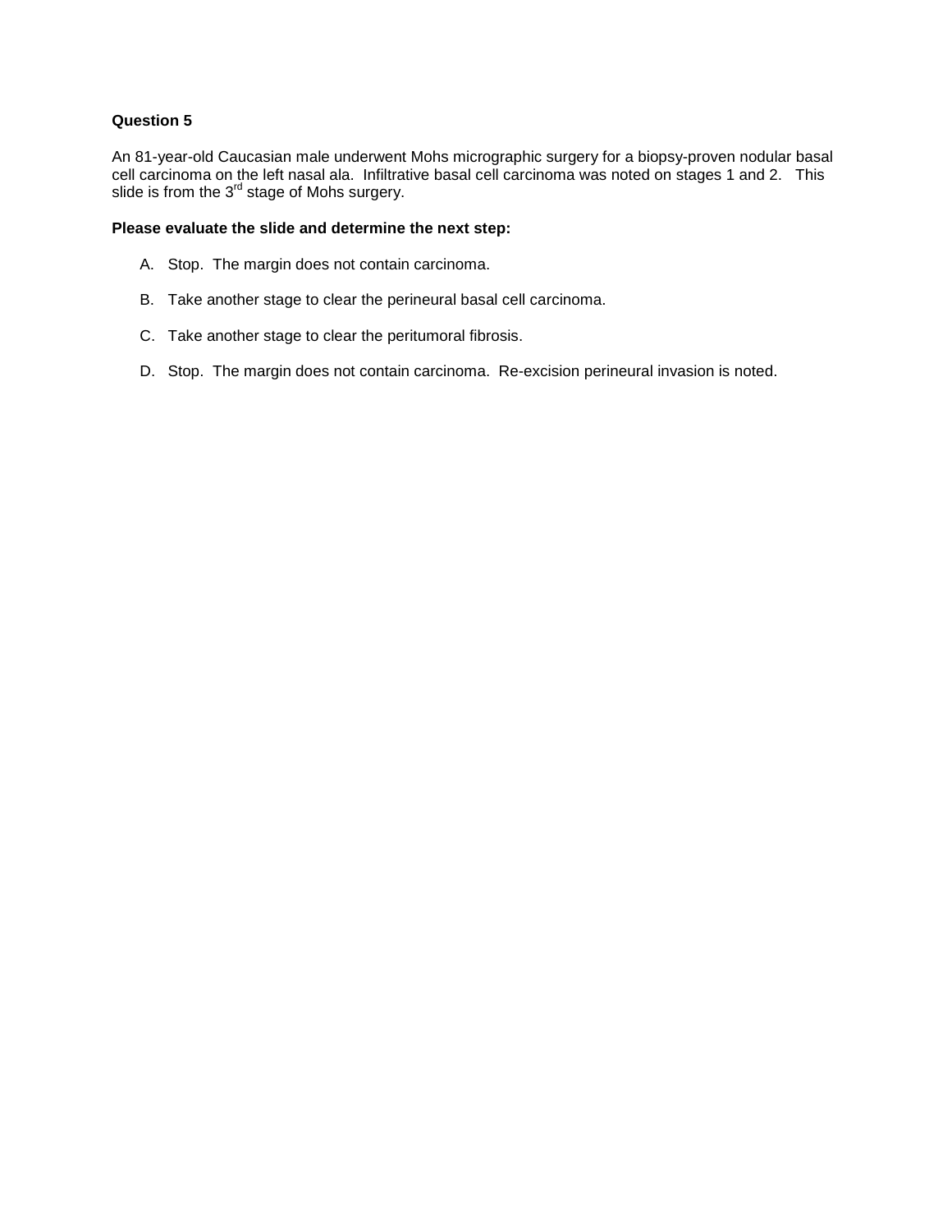**Question 5**

An 81-year-old Caucasian male underwent Mohs micrographic surgery for a biopsy-proven nodular basal cell carcinoma on the left nasal ala. Infiltrative basal cell carcinoma was noted on stages 1 and 2. This slide is from the 3rd stage of Mohs surgery.

**Please evaluate the slide and determine the next step:**

A. Stop. The margin does not contain carcinoma.

B. Take another stage to clear the perineural basal cell carcinoma.

C. Take another stage to clear the peritumoral fibrosis.

D. Stop. The margin does not contain carcinoma. Re-excision perineural invasion is noted.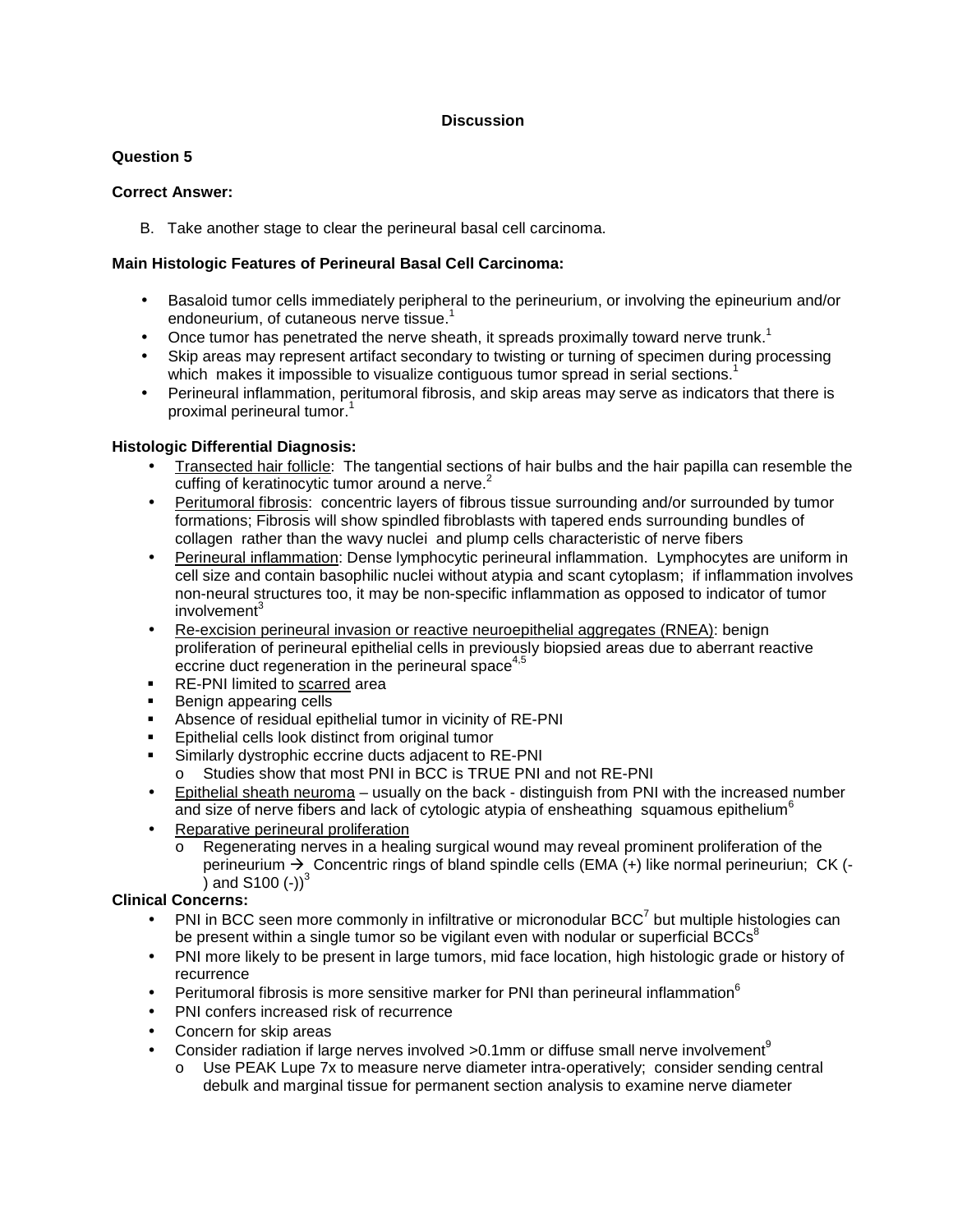## Discussion

**Question 5**

**Correct Answer:**

B. Take another stage to clear the perineural basal cell carcinoma.

**Main Histologic Features of Perineural Basal Cell Carcinoma:**

- Basaloid tumor cells immediately peripheral to the perineurium, or involving the epineurium and/or endoneurium, of cutaneous nerve tissue.[1]
- Once tumor has penetrated the nerve sheath, it spreads proximally toward nerve trunk.[1]
- Skip areas may represent artifact secondary to twisting or turning of specimen during processing which makes it impossible to visualize contiguous tumor spread in serial sections.[1]
- Perineural inflammation, peritumoral fibrosis, and skip areas may serve as indicators that there is proximal perineural tumor.[1]

**Histologic Differential Diagnosis:**

- Transected hair follicle: The tangential sections of hair bulbs and the hair papilla can resemble the cuffing of keratinocytic tumor around a nerve.[2]
- Peritumoral fibrosis: concentric layers of fibrous tissue surrounding and/or surrounded by tumor formations; Fibrosis will show spindled fibroblasts with tapered ends surrounding bundles of collagen rather than the wavy nuclei and plump cells characteristic of nerve fibers
- Perineural inflammation: Dense lymphocytic perineural inflammation. Lymphocytes are uniform in cell size and contain basophilic nuclei without atypia and scant cytoplasm; if inflammation involves non-neural structures too, it may be non-specific inflammation as opposed to indicator of tumor involvement[3]
- Re-excision perineural invasion or reactive neuroepithelial aggregates (RNEA): benign proliferation of perineural epithelial cells in previously biopsied areas due to aberrant reactive eccrine duct regeneration in the perineural space[4,5]
  - RE-PNI limited to scarred area
  - Benign appearing cells
  - Absence of residual epithelial tumor in vicinity of RE-PNI
  - Epithelial cells look distinct from original tumor
  - Similarly dystrophic eccrine ducts adjacent to RE-PNI
    - Studies show that most PNI in BCC is TRUE PNI and not RE-PNI
- Epithelial sheath neuroma – usually on the back - distinguish from PNI with the increased number and size of nerve fibers and lack of cytologic atypia of ensheathing squamous epithelium[6]
- Reparative perineural proliferation
  - Regenerating nerves in a healing surgical wound may reveal prominent proliferation of the perineurium → Concentric rings of bland spindle cells (EMA (+) like normal perineuriun; CK (-) and S100 (-))[3]

**Clinical Concerns:**

- PNI in BCC seen more commonly in infiltrative or micronodular BCC[7] but multiple histologies can be present within a single tumor so be vigilant even with nodular or superficial BCCs[8]
- PNI more likely to be present in large tumors, mid face location, high histologic grade or history of recurrence
- Peritumoral fibrosis is more sensitive marker for PNI than perineural inflammation[6]
- PNI confers increased risk of recurrence
- Concern for skip areas
- Consider radiation if large nerves involved >0.1mm or diffuse small nerve involvement[9]
  - Use PEAK Lupe 7x to measure nerve diameter intra-operatively; consider sending central debulk and marginal tissue for permanent section analysis to examine nerve diameter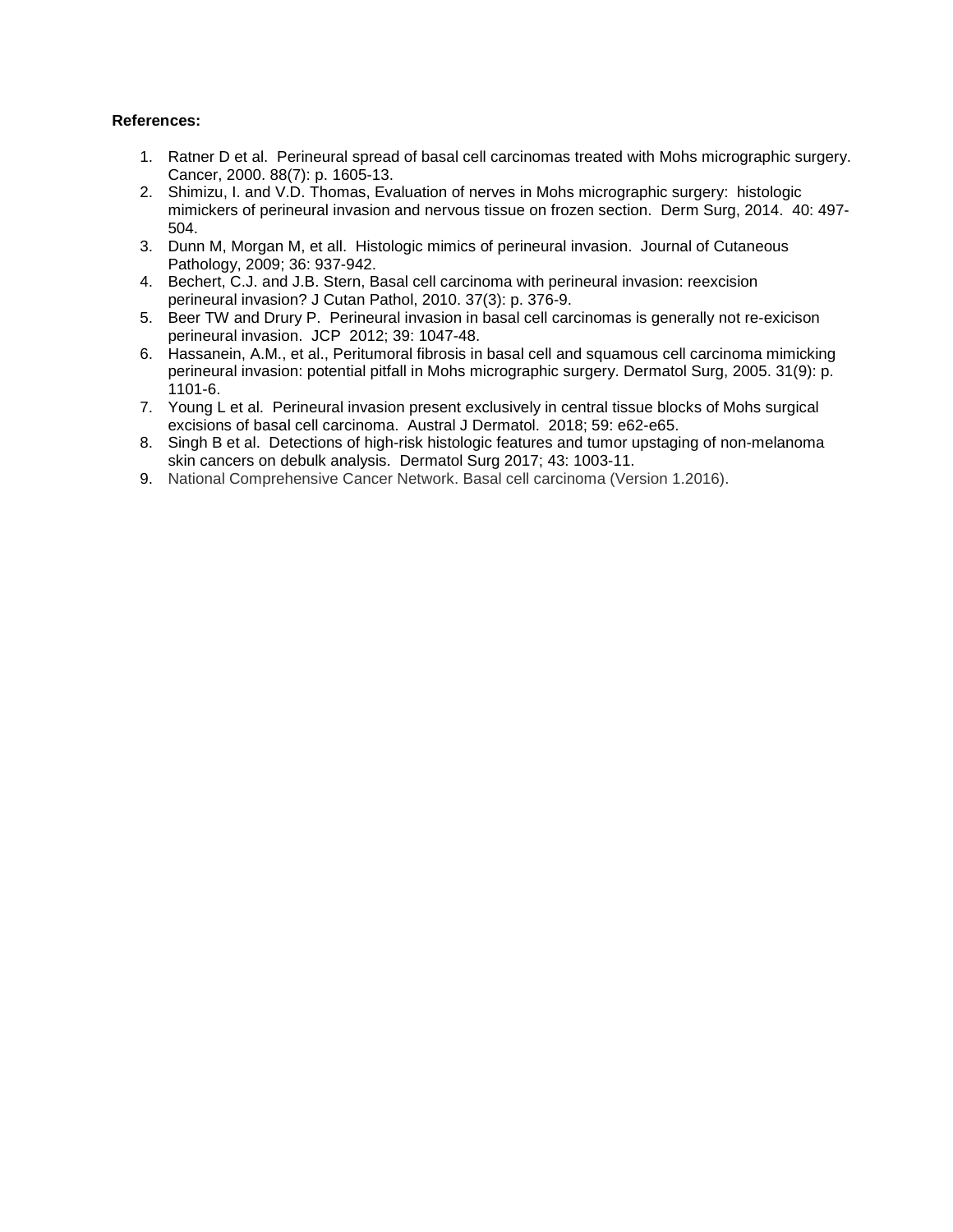**References:**

1. Ratner D et al. Perineural spread of basal cell carcinomas treated with Mohs micrographic surgery. Cancer, 2000. 88(7): p. 1605-13.
2. Shimizu, I. and V.D. Thomas, Evaluation of nerves in Mohs micrographic surgery: histologic mimickers of perineural invasion and nervous tissue on frozen section. Derm Surg, 2014. 40: 497-504.
3. Dunn M, Morgan M, et all. Histologic mimics of perineural invasion. Journal of Cutaneous Pathology, 2009; 36: 937-942.
4. Bechert, C.J. and J.B. Stern, Basal cell carcinoma with perineural invasion: reexcision perineural invasion? J Cutan Pathol, 2010. 37(3): p. 376-9.
5. Beer TW and Drury P. Perineural invasion in basal cell carcinomas is generally not re-exicison perineural invasion. JCP 2012; 39: 1047-48.
6. Hassanein, A.M., et al., Peritumoral fibrosis in basal cell and squamous cell carcinoma mimicking perineural invasion: potential pitfall in Mohs micrographic surgery. Dermatol Surg, 2005. 31(9): p. 1101-6.
7. Young L et al. Perineural invasion present exclusively in central tissue blocks of Mohs surgical excisions of basal cell carcinoma. Austral J Dermatol. 2018; 59: e62-e65.
8. Singh B et al. Detections of high-risk histologic features and tumor upstaging of non-melanoma skin cancers on debulk analysis. Dermatol Surg 2017; 43: 1003-11.
9. National Comprehensive Cancer Network. Basal cell carcinoma (Version 1.2016).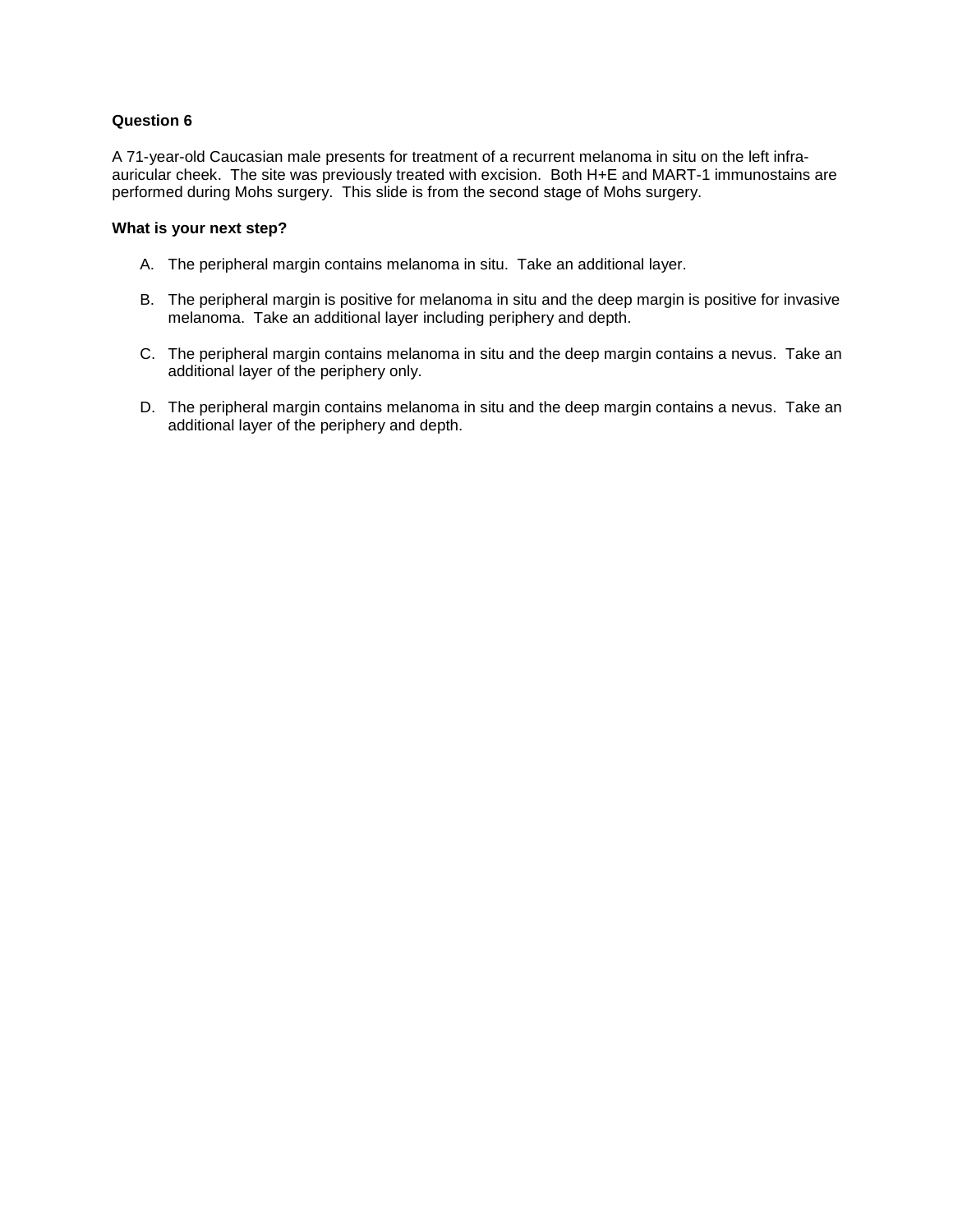**Question 6**

A 71-year-old Caucasian male presents for treatment of a recurrent melanoma in situ on the left infra-auricular cheek. The site was previously treated with excision. Both H+E and MART-1 immunostains are performed during Mohs surgery. This slide is from the second stage of Mohs surgery.

**What is your next step?**

A. The peripheral margin contains melanoma in situ. Take an additional layer.

B. The peripheral margin is positive for melanoma in situ and the deep margin is positive for invasive melanoma. Take an additional layer including periphery and depth.

C. The peripheral margin contains melanoma in situ and the deep margin contains a nevus. Take an additional layer of the periphery only.

D. The peripheral margin contains melanoma in situ and the deep margin contains a nevus. Take an additional layer of the periphery and depth.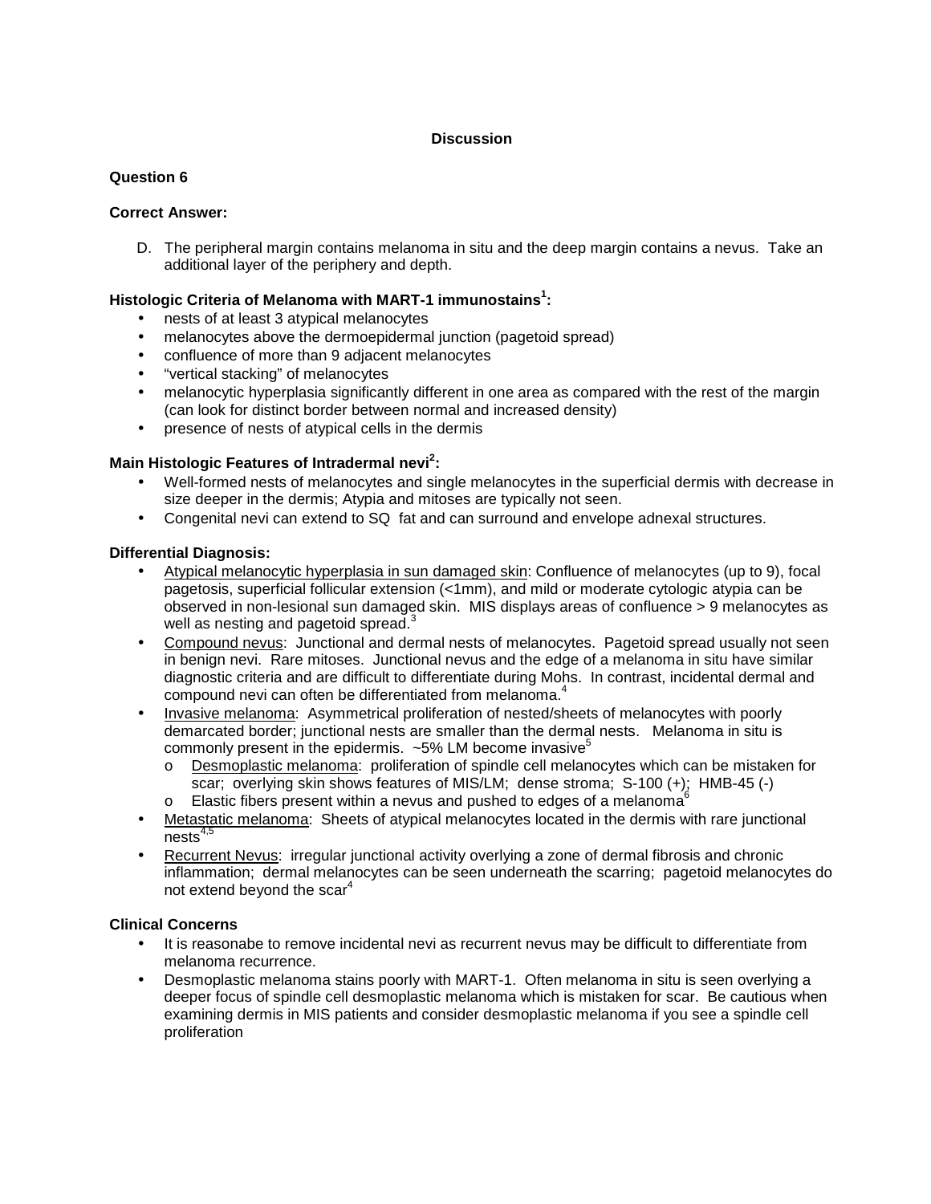## Discussion

**Question 6**

**Correct Answer:**

D. The peripheral margin contains melanoma in situ and the deep margin contains a nevus. Take an additional layer of the periphery and depth.

**Histologic Criteria of Melanoma with MART-1 immunostains[1]:**

- nests of at least 3 atypical melanocytes
- melanocytes above the dermoepidermal junction (pagetoid spread)
- confluence of more than 9 adjacent melanocytes
- "vertical stacking" of melanocytes
- melanocytic hyperplasia significantly different in one area as compared with the rest of the margin (can look for distinct border between normal and increased density)
- presence of nests of atypical cells in the dermis

**Main Histologic Features of Intradermal nevi[2]:**

- Well-formed nests of melanocytes and single melanocytes in the superficial dermis with decrease in size deeper in the dermis; Atypia and mitoses are typically not seen.
- Congenital nevi can extend to SQ fat and can surround and envelope adnexal structures.

**Differential Diagnosis:**

- Atypical melanocytic hyperplasia in sun damaged skin: Confluence of melanocytes (up to 9), focal pagetosis, superficial follicular extension (<1mm), and mild or moderate cytologic atypia can be observed in non-lesional sun damaged skin. MIS displays areas of confluence > 9 melanocytes as well as nesting and pagetoid spread.[3]
- Compound nevus: Junctional and dermal nests of melanocytes. Pagetoid spread usually not seen in benign nevi. Rare mitoses. Junctional nevus and the edge of a melanoma in situ have similar diagnostic criteria and are difficult to differentiate during Mohs. In contrast, incidental dermal and compound nevi can often be differentiated from melanoma.[4]
- Invasive melanoma: Asymmetrical proliferation of nested/sheets of melanocytes with poorly demarcated border; junctional nests are smaller than the dermal nests. Melanoma in situ is commonly present in the epidermis. ~5% LM become invasive[5]
  - Desmoplastic melanoma: proliferation of spindle cell melanocytes which can be mistaken for scar; overlying skin shows features of MIS/LM; dense stroma; S-100 (+); HMB-45 (-)
  - Elastic fibers present within a nevus and pushed to edges of a melanoma[6]
- Metastatic melanoma: Sheets of atypical melanocytes located in the dermis with rare junctional nests[4,5]
- Recurrent Nevus: irregular junctional activity overlying a zone of dermal fibrosis and chronic inflammation; dermal melanocytes can be seen underneath the scarring; pagetoid melanocytes do not extend beyond the scar[4]

**Clinical Concerns**

- It is reasonabe to remove incidental nevi as recurrent nevus may be difficult to differentiate from melanoma recurrence.
- Desmoplastic melanoma stains poorly with MART-1. Often melanoma in situ is seen overlying a deeper focus of spindle cell desmoplastic melanoma which is mistaken for scar. Be cautious when examining dermis in MIS patients and consider desmoplastic melanoma if you see a spindle cell proliferation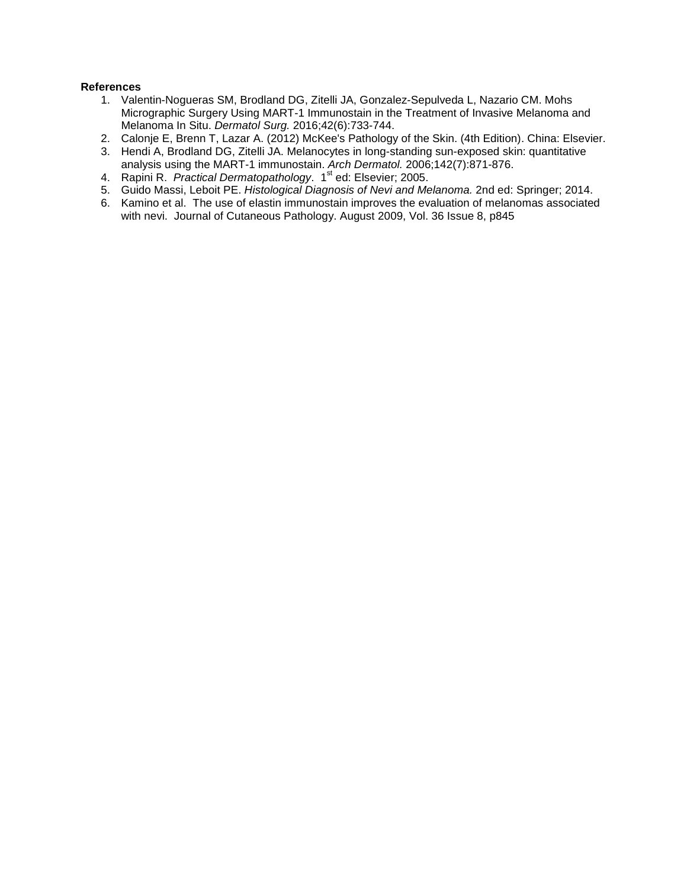**References**

1. Valentin-Nogueras SM, Brodland DG, Zitelli JA, Gonzalez-Sepulveda L, Nazario CM. Mohs Micrographic Surgery Using MART-1 Immunostain in the Treatment of Invasive Melanoma and Melanoma In Situ. *Dermatol Surg.* 2016;42(6):733-744.
2. Calonje E, Brenn T, Lazar A. (2012) McKee's Pathology of the Skin. (4th Edition). China: Elsevier.
3. Hendi A, Brodland DG, Zitelli JA. Melanocytes in long-standing sun-exposed skin: quantitative analysis using the MART-1 immunostain. *Arch Dermatol.* 2006;142(7):871-876.
4. Rapini R. *Practical Dermatopathology*. 1st ed: Elsevier; 2005.
5. Guido Massi, Leboit PE. *Histological Diagnosis of Nevi and Melanoma.* 2nd ed: Springer; 2014.
6. Kamino et al. The use of elastin immunostain improves the evaluation of melanomas associated with nevi. Journal of Cutaneous Pathology. August 2009, Vol. 36 Issue 8, p845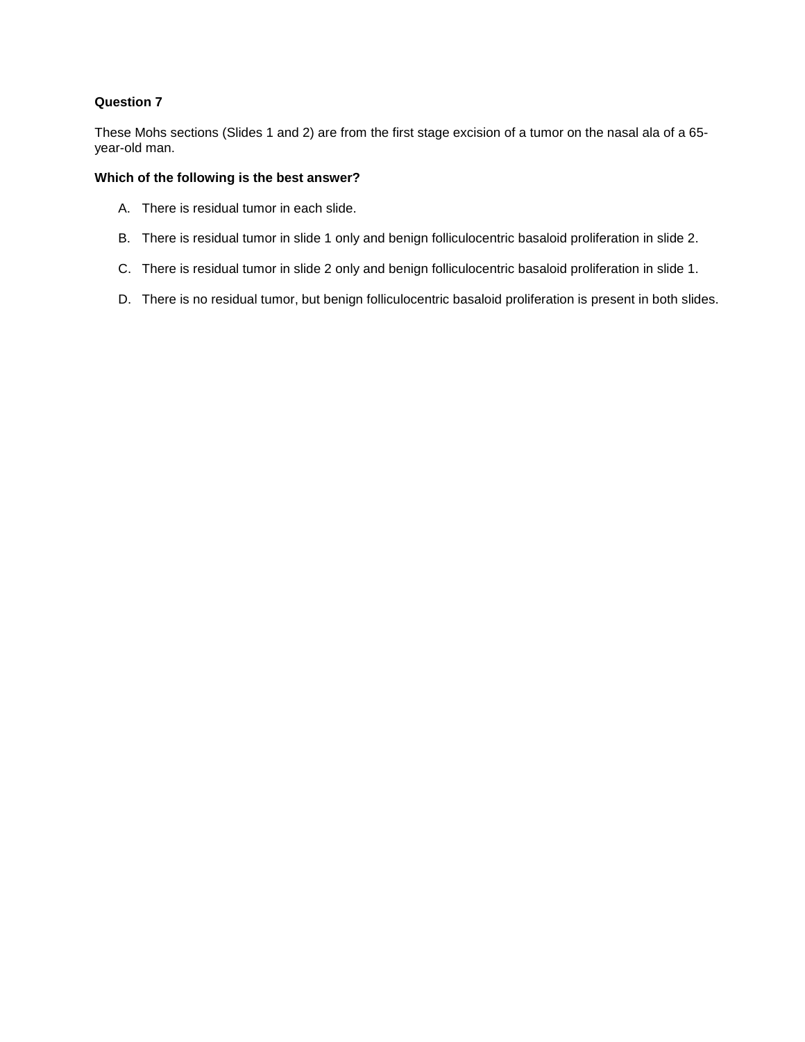**Question 7**

These Mohs sections (Slides 1 and 2) are from the first stage excision of a tumor on the nasal ala of a 65-year-old man.

**Which of the following is the best answer?**

A. There is residual tumor in each slide.

B. There is residual tumor in slide 1 only and benign folliculocentric basaloid proliferation in slide 2.

C. There is residual tumor in slide 2 only and benign folliculocentric basaloid proliferation in slide 1.

D. There is no residual tumor, but benign folliculocentric basaloid proliferation is present in both slides.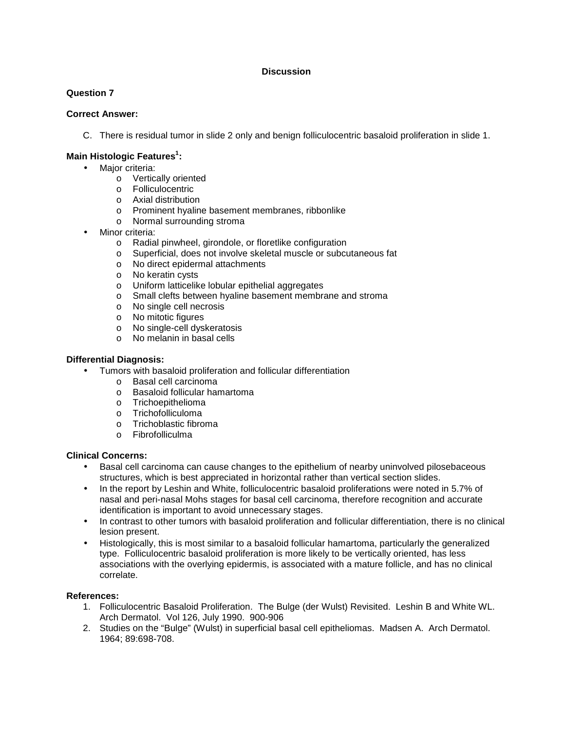## Discussion

**Question 7**

**Correct Answer:**

C. There is residual tumor in slide 2 only and benign folliculocentric basaloid proliferation in slide 1.

**Main Histologic Features[1]:**

- Major criteria:
  - Vertically oriented
  - Folliculocentric
  - Axial distribution
  - Prominent hyaline basement membranes, ribbonlike
  - Normal surrounding stroma
- Minor criteria:
  - Radial pinwheel, girondole, or floretlike configuration
  - Superficial, does not involve skeletal muscle or subcutaneous fat
  - No direct epidermal attachments
  - No keratin cysts
  - Uniform latticelike lobular epithelial aggregates
  - Small clefts between hyaline basement membrane and stroma
  - No single cell necrosis
  - No mitotic figures
  - No single-cell dyskeratosis
  - No melanin in basal cells

**Differential Diagnosis:**

- Tumors with basaloid proliferation and follicular differentiation
  - Basal cell carcinoma
  - Basaloid follicular hamartoma
  - Trichoepithelioma
  - Trichofolliculoma
  - Trichoblastic fibroma
  - Fibrofolliculma

**Clinical Concerns:**

- Basal cell carcinoma can cause changes to the epithelium of nearby uninvolved pilosebaceous structures, which is best appreciated in horizontal rather than vertical section slides.
- In the report by Leshin and White, folliculocentric basaloid proliferations were noted in 5.7% of nasal and peri-nasal Mohs stages for basal cell carcinoma, therefore recognition and accurate identification is important to avoid unnecessary stages.
- In contrast to other tumors with basaloid proliferation and follicular differentiation, there is no clinical lesion present.
- Histologically, this is most similar to a basaloid follicular hamartoma, particularly the generalized type. Folliculocentric basaloid proliferation is more likely to be vertically oriented, has less associations with the overlying epidermis, is associated with a mature follicle, and has no clinical correlate.

**References:**

1. Folliculocentric Basaloid Proliferation. The Bulge (der Wulst) Revisited. Leshin B and White WL. Arch Dermatol. Vol 126, July 1990. 900-906
2. Studies on the "Bulge" (Wulst) in superficial basal cell epitheliomas. Madsen A. Arch Dermatol. 1964; 89:698-708.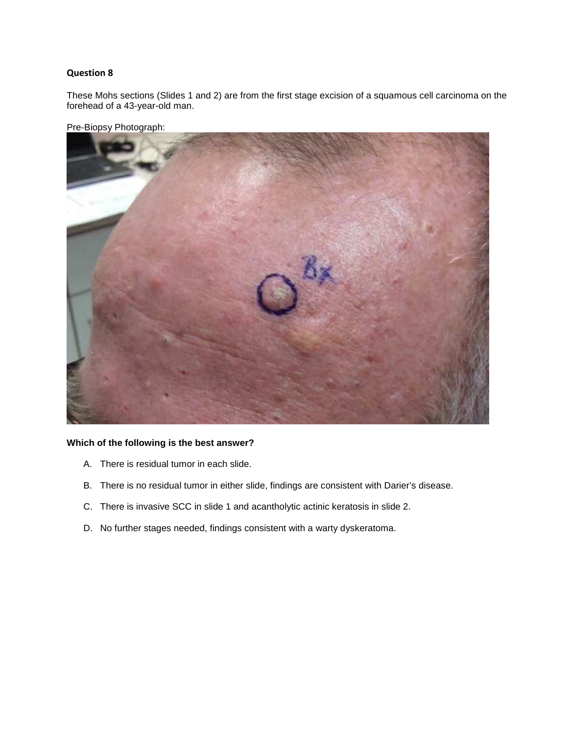**Question 8**

These Mohs sections (Slides 1 and 2) are from the first stage excision of a squamous cell carcinoma on the forehead of a 43-year-old man.

Pre-Biopsy Photograph:

**Which of the following is the best answer?**

A. There is residual tumor in each slide.

B. There is no residual tumor in either slide, findings are consistent with Darier's disease.

C. There is invasive SCC in slide 1 and acantholytic actinic keratosis in slide 2.

D. No further stages needed, findings consistent with a warty dyskeratoma.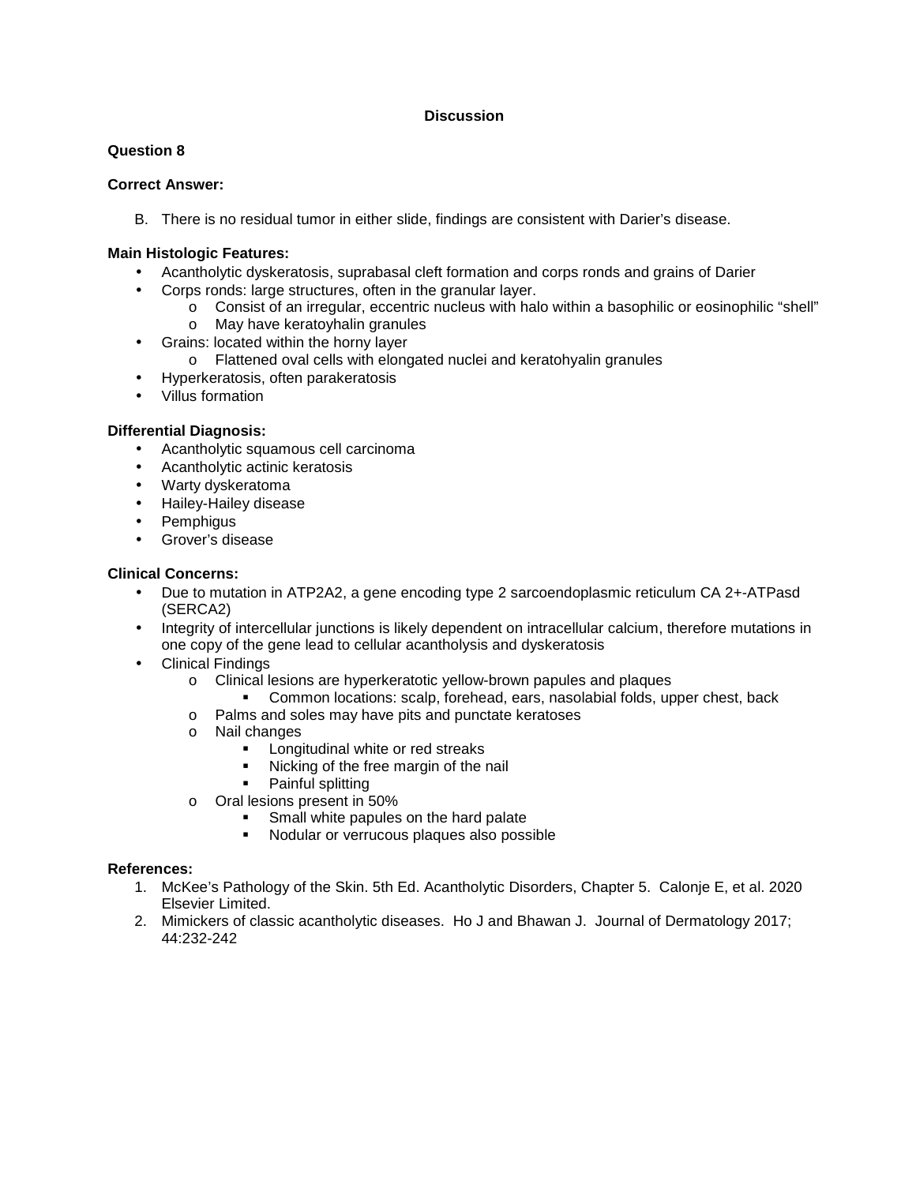## Discussion

**Question 8**

**Correct Answer:**

B. There is no residual tumor in either slide, findings are consistent with Darier's disease.

**Main Histologic Features:**

- Acantholytic dyskeratosis, suprabasal cleft formation and corps ronds and grains of Darier
- Corps ronds: large structures, often in the granular layer.
  - Consist of an irregular, eccentric nucleus with halo within a basophilic or eosinophilic "shell"
  - May have keratoyhalin granules
- Grains: located within the horny layer
  - Flattened oval cells with elongated nuclei and keratohyalin granules
- Hyperkeratosis, often parakeratosis
- Villus formation

**Differential Diagnosis:**

- Acantholytic squamous cell carcinoma
- Acantholytic actinic keratosis
- Warty dyskeratoma
- Hailey-Hailey disease
- Pemphigus
- Grover's disease

**Clinical Concerns:**

- Due to mutation in ATP2A2, a gene encoding type 2 sarcoendoplasmic reticulum CA 2+-ATPasd (SERCA2)
- Integrity of intercellular junctions is likely dependent on intracellular calcium, therefore mutations in one copy of the gene lead to cellular acantholysis and dyskeratosis
- Clinical Findings
  - Clinical lesions are hyperkeratotic yellow-brown papules and plaques
    - Common locations: scalp, forehead, ears, nasolabial folds, upper chest, back
  - Palms and soles may have pits and punctate keratoses
  - Nail changes
    - Longitudinal white or red streaks
    - Nicking of the free margin of the nail
    - Painful splitting
  - Oral lesions present in 50%
    - Small white papules on the hard palate
    - Nodular or verrucous plaques also possible

**References:**

1. McKee's Pathology of the Skin. 5th Ed. Acantholytic Disorders, Chapter 5. Calonje E, et al. 2020 Elsevier Limited.
2. Mimickers of classic acantholytic diseases. Ho J and Bhawan J. Journal of Dermatology 2017; 44:232-242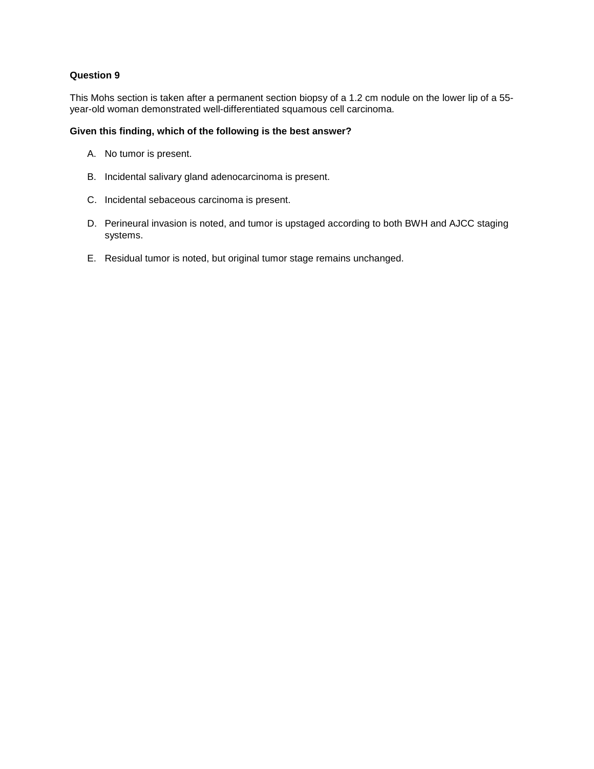**Question 9**

This Mohs section is taken after a permanent section biopsy of a 1.2 cm nodule on the lower lip of a 55-year-old woman demonstrated well-differentiated squamous cell carcinoma.

**Given this finding, which of the following is the best answer?**

A. No tumor is present.

B. Incidental salivary gland adenocarcinoma is present.

C. Incidental sebaceous carcinoma is present.

D. Perineural invasion is noted, and tumor is upstaged according to both BWH and AJCC staging systems.

E. Residual tumor is noted, but original tumor stage remains unchanged.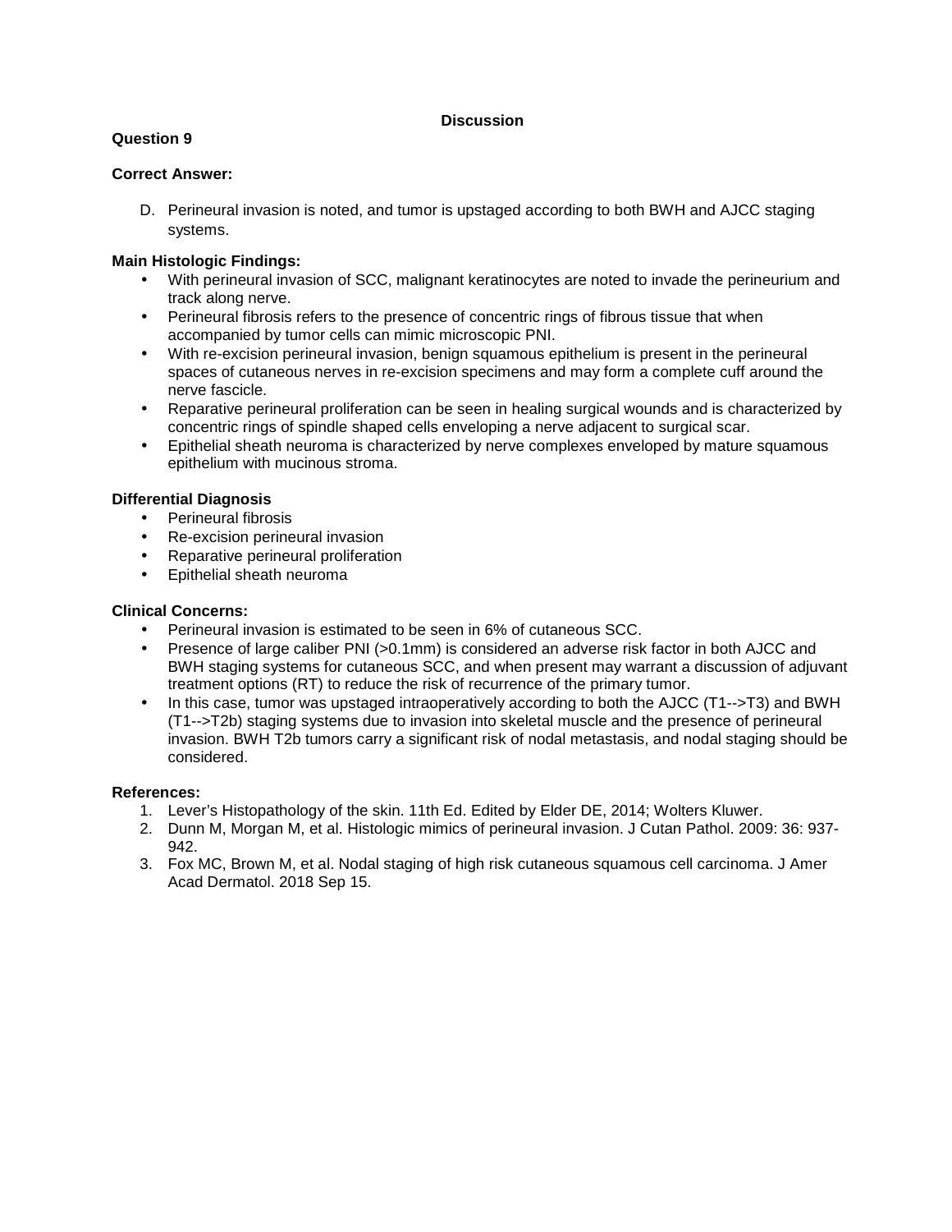# Discussion

**Question 9**

**Correct Answer:**

D. Perineural invasion is noted, and tumor is upstaged according to both BWH and AJCC staging systems.

**Main Histologic Findings:**

- With perineural invasion of SCC, malignant keratinocytes are noted to invade the perineurium and track along nerve.
- Perineural fibrosis refers to the presence of concentric rings of fibrous tissue that when accompanied by tumor cells can mimic microscopic PNI.
- With re-excision perineural invasion, benign squamous epithelium is present in the perineural spaces of cutaneous nerves in re-excision specimens and may form a complete cuff around the nerve fascicle.
- Reparative perineural proliferation can be seen in healing surgical wounds and is characterized by concentric rings of spindle shaped cells enveloping a nerve adjacent to surgical scar.
- Epithelial sheath neuroma is characterized by nerve complexes enveloped by mature squamous epithelium with mucinous stroma.

**Differential Diagnosis**

- Perineural fibrosis
- Re-excision perineural invasion
- Reparative perineural proliferation
- Epithelial sheath neuroma

**Clinical Concerns:**

- Perineural invasion is estimated to be seen in 6% of cutaneous SCC.
- Presence of large caliber PNI (>0.1mm) is considered an adverse risk factor in both AJCC and BWH staging systems for cutaneous SCC, and when present may warrant a discussion of adjuvant treatment options (RT) to reduce the risk of recurrence of the primary tumor.
- In this case, tumor was upstaged intraoperatively according to both the AJCC (T1-->T3) and BWH (T1-->T2b) staging systems due to invasion into skeletal muscle and the presence of perineural invasion. BWH T2b tumors carry a significant risk of nodal metastasis, and nodal staging should be considered.

**References:**

1. Lever's Histopathology of the skin. 11th Ed. Edited by Elder DE, 2014; Wolters Kluwer.
2. Dunn M, Morgan M, et al. Histologic mimics of perineural invasion. J Cutan Pathol. 2009: 36: 937-942.
3. Fox MC, Brown M, et al. Nodal staging of high risk cutaneous squamous cell carcinoma. J Amer Acad Dermatol. 2018 Sep 15.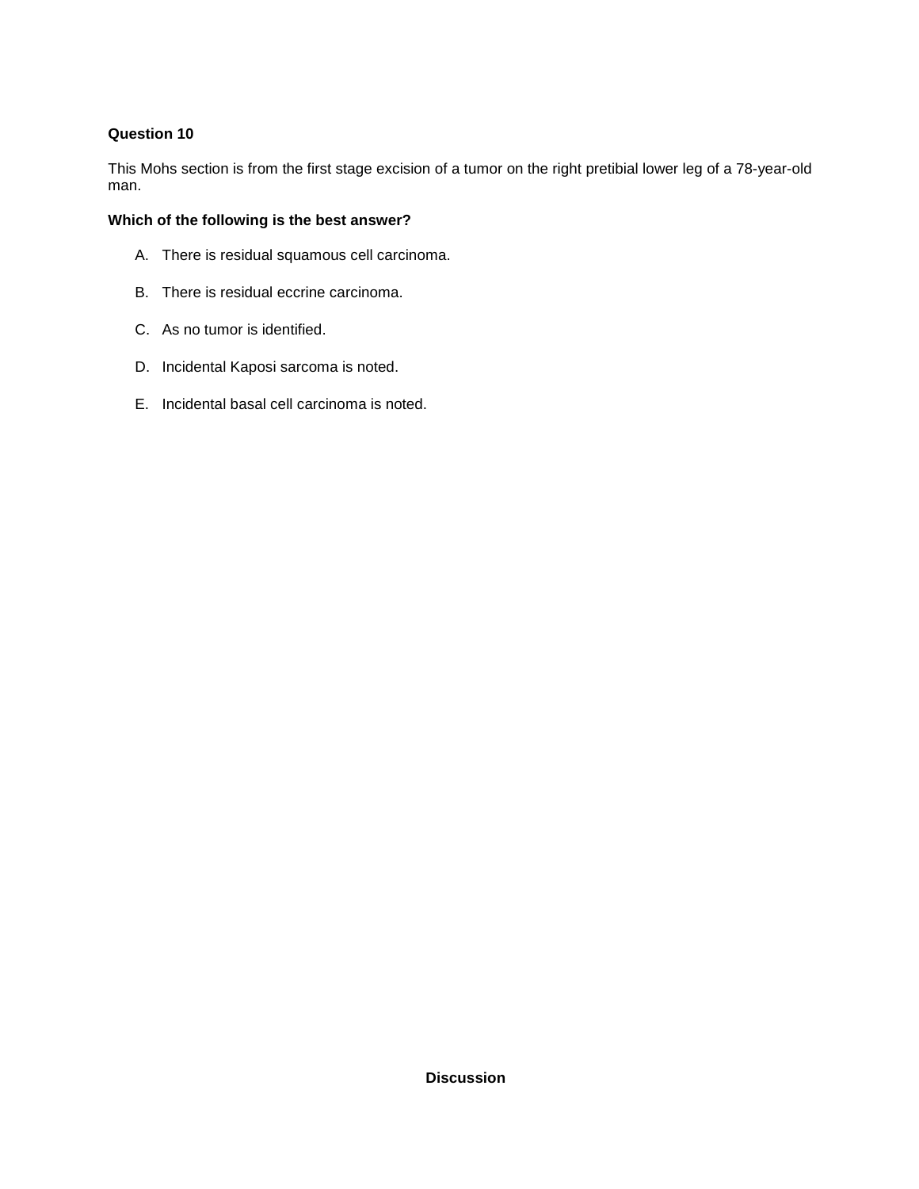**Question 10**

This Mohs section is from the first stage excision of a tumor on the right pretibial lower leg of a 78-year-old man.

**Which of the following is the best answer?**

A. There is residual squamous cell carcinoma.

B. There is residual eccrine carcinoma.

C. As no tumor is identified.

D. Incidental Kaposi sarcoma is noted.

E. Incidental basal cell carcinoma is noted.

**Discussion**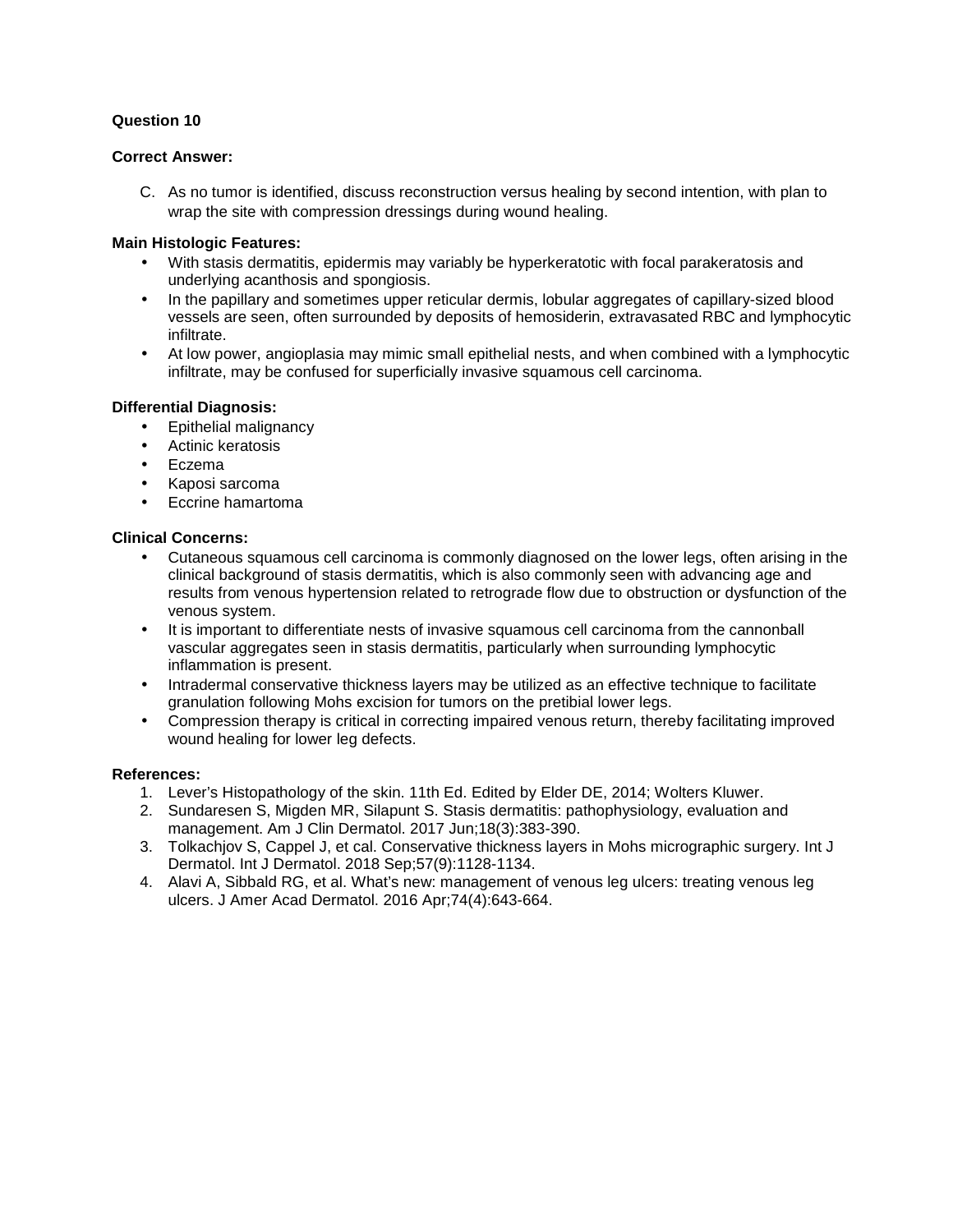**Question 10**

**Correct Answer:**

C. As no tumor is identified, discuss reconstruction versus healing by second intention, with plan to wrap the site with compression dressings during wound healing.

**Main Histologic Features:**

- With stasis dermatitis, epidermis may variably be hyperkeratotic with focal parakeratosis and underlying acanthosis and spongiosis.
- In the papillary and sometimes upper reticular dermis, lobular aggregates of capillary-sized blood vessels are seen, often surrounded by deposits of hemosiderin, extravasated RBC and lymphocytic infiltrate.
- At low power, angioplasia may mimic small epithelial nests, and when combined with a lymphocytic infiltrate, may be confused for superficially invasive squamous cell carcinoma.

**Differential Diagnosis:**

- Epithelial malignancy
- Actinic keratosis
- Eczema
- Kaposi sarcoma
- Eccrine hamartoma

**Clinical Concerns:**

- Cutaneous squamous cell carcinoma is commonly diagnosed on the lower legs, often arising in the clinical background of stasis dermatitis, which is also commonly seen with advancing age and results from venous hypertension related to retrograde flow due to obstruction or dysfunction of the venous system.
- It is important to differentiate nests of invasive squamous cell carcinoma from the cannonball vascular aggregates seen in stasis dermatitis, particularly when surrounding lymphocytic inflammation is present.
- Intradermal conservative thickness layers may be utilized as an effective technique to facilitate granulation following Mohs excision for tumors on the pretibial lower legs.
- Compression therapy is critical in correcting impaired venous return, thereby facilitating improved wound healing for lower leg defects.

**References:**

1. Lever's Histopathology of the skin. 11th Ed. Edited by Elder DE, 2014; Wolters Kluwer.
2. Sundaresen S, Migden MR, Silapunt S. Stasis dermatitis: pathophysiology, evaluation and management. Am J Clin Dermatol. 2017 Jun;18(3):383-390.
3. Tolkachjov S, Cappel J, et cal. Conservative thickness layers in Mohs micrographic surgery. Int J Dermatol. Int J Dermatol. 2018 Sep;57(9):1128-1134.
4. Alavi A, Sibbald RG, et al. What's new: management of venous leg ulcers: treating venous leg ulcers. J Amer Acad Dermatol. 2016 Apr;74(4):643-664.